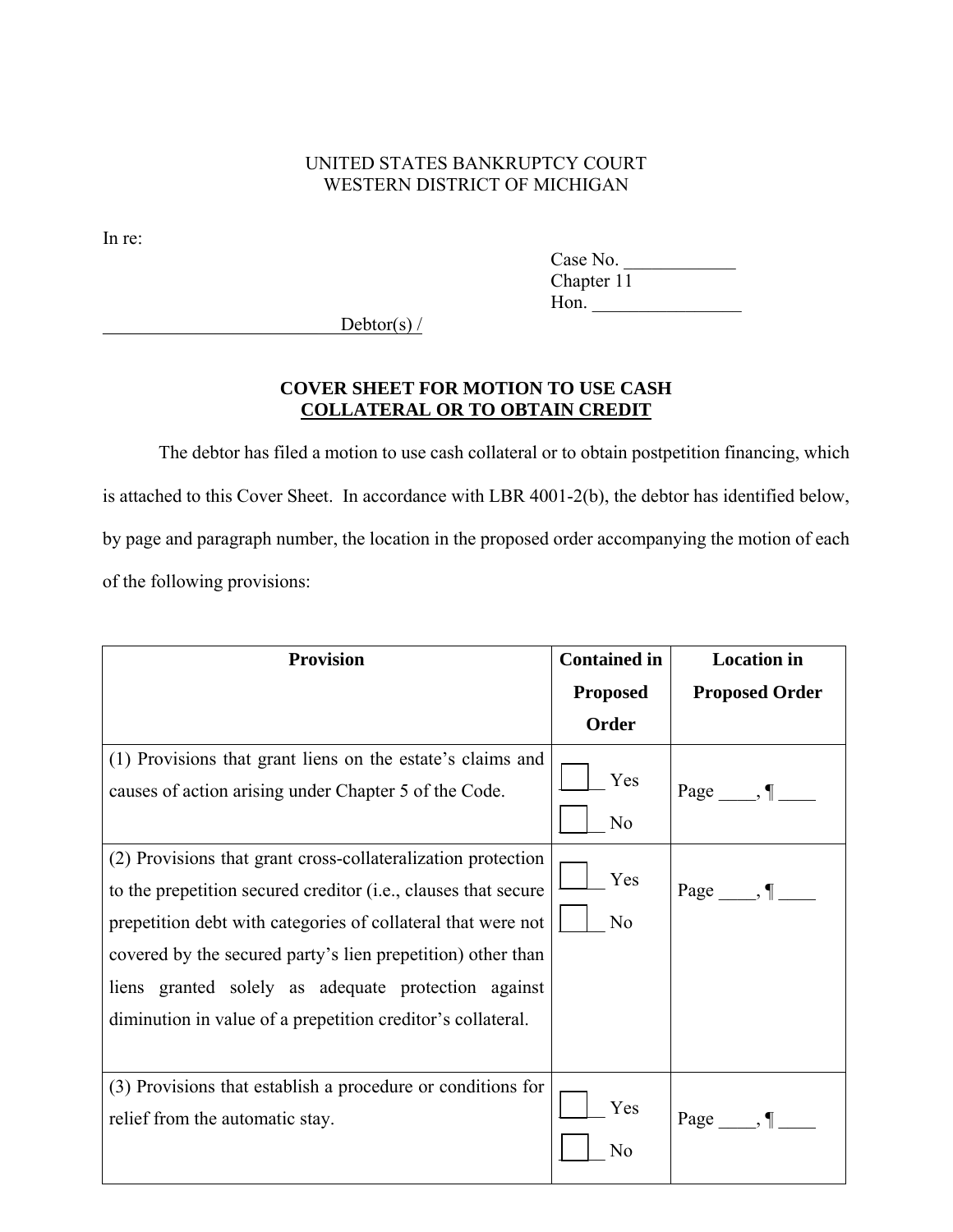UNITED STATES BANKRUPTCY COURT
WESTERN DISTRICT OF MICHIGAN

In re:

Case No. ____________
Chapter 11
Hon. ________________

__________________________Debtor(s) /

**COVER SHEET FOR MOTION TO USE CASH COLLATERAL OR TO OBTAIN CREDIT**

The debtor has filed a motion to use cash collateral or to obtain postpetition financing, which is attached to this Cover Sheet. In accordance with LBR 4001-2(b), the debtor has identified below, by page and paragraph number, the location in the proposed order accompanying the motion of each of the following provisions:

| Provision | Contained in Proposed Order | Location in Proposed Order |
|---|---|---|
| (1) Provisions that grant liens on the estate's claims and causes of action arising under Chapter 5 of the Code. | ☐ Yes<br>☐ No | Page ____, ¶ ____ |
| (2) Provisions that grant cross-collateralization protection to the prepetition secured creditor (i.e., clauses that secure prepetition debt with categories of collateral that were not covered by the secured party's lien prepetition) other than liens granted solely as adequate protection against diminution in value of a prepetition creditor's collateral. | ☐ Yes<br>☐ No | Page ____, ¶ ____ |
| (3) Provisions that establish a procedure or conditions for relief from the automatic stay. | ☐ Yes<br>☐ No | Page ____, ¶ ____ |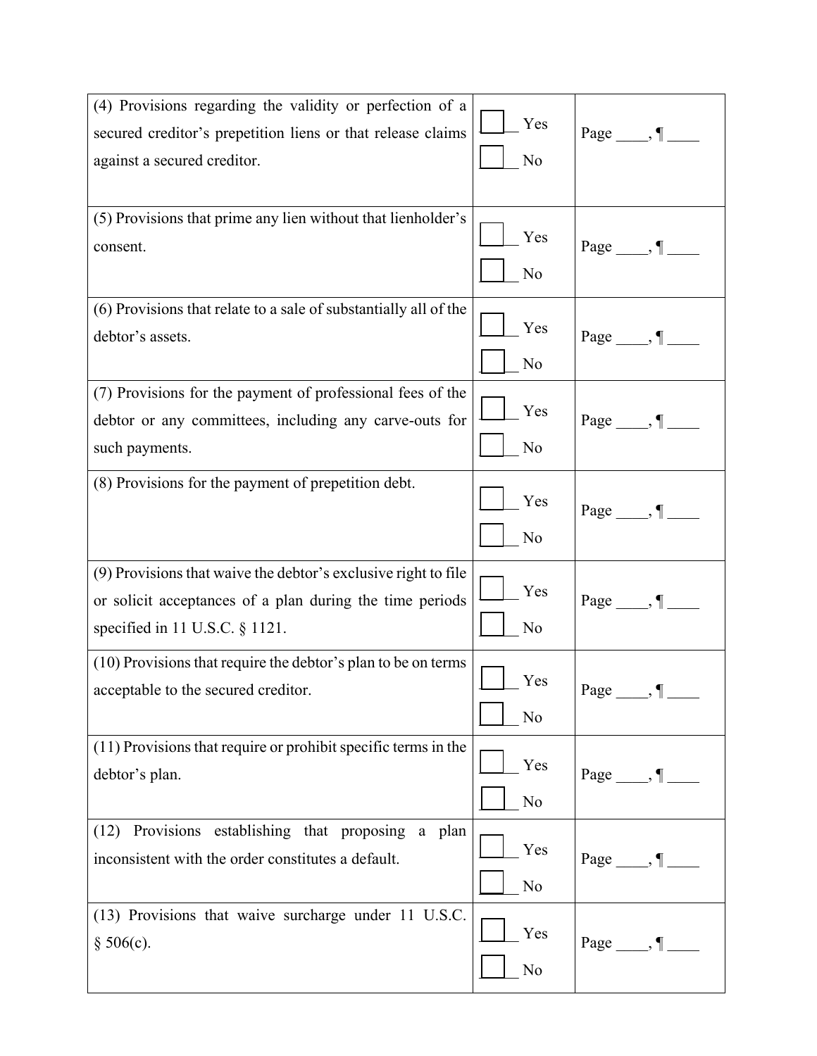| | | |
|---|---|---|
| (4) Provisions regarding the validity or perfection of a secured creditor's prepetition liens or that release claims against a secured creditor. | ☐ Yes<br>☐ No | Page ____, ¶ ____ |
| (5) Provisions that prime any lien without that lienholder's consent. | ☐ Yes<br>☐ No | Page ____, ¶ ____ |
| (6) Provisions that relate to a sale of substantially all of the debtor's assets. | ☐ Yes<br>☐ No | Page ____, ¶ ____ |
| (7) Provisions for the payment of professional fees of the debtor or any committees, including any carve-outs for such payments. | ☐ Yes<br>☐ No | Page ____, ¶ ____ |
| (8) Provisions for the payment of prepetition debt. | ☐ Yes<br>☐ No | Page ____, ¶ ____ |
| (9) Provisions that waive the debtor's exclusive right to file or solicit acceptances of a plan during the time periods specified in 11 U.S.C. § 1121. | ☐ Yes<br>☐ No | Page ____, ¶ ____ |
| (10) Provisions that require the debtor's plan to be on terms acceptable to the secured creditor. | ☐ Yes<br>☐ No | Page ____, ¶ ____ |
| (11) Provisions that require or prohibit specific terms in the debtor's plan. | ☐ Yes<br>☐ No | Page ____, ¶ ____ |
| (12) Provisions establishing that proposing a plan inconsistent with the order constitutes a default. | ☐ Yes<br>☐ No | Page ____, ¶ ____ |
| (13) Provisions that waive surcharge under 11 U.S.C. § 506(c). | ☐ Yes<br>☐ No | Page ____, ¶ ____ |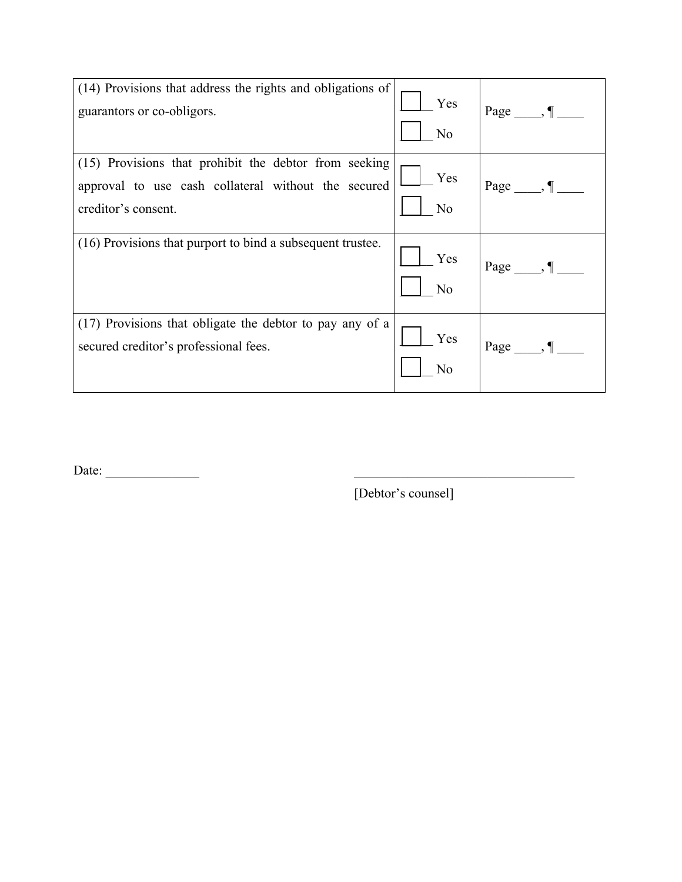| | | |
|---|---|---|
| (14) Provisions that address the rights and obligations of guarantors or co-obligors. | ☐ Yes<br>☐ No | Page ____, ¶ ____ |
| (15) Provisions that prohibit the debtor from seeking approval to use cash collateral without the secured creditor's consent. | ☐ Yes<br>☐ No | Page ____, ¶ ____ |
| (16) Provisions that purport to bind a subsequent trustee. | ☐ Yes<br>☐ No | Page ____, ¶ ____ |
| (17) Provisions that obligate the debtor to pay any of a secured creditor's professional fees. | ☐ Yes<br>☐ No | Page ____, ¶ ____ |

Date: ______________

__________________________________
[Debtor's counsel]